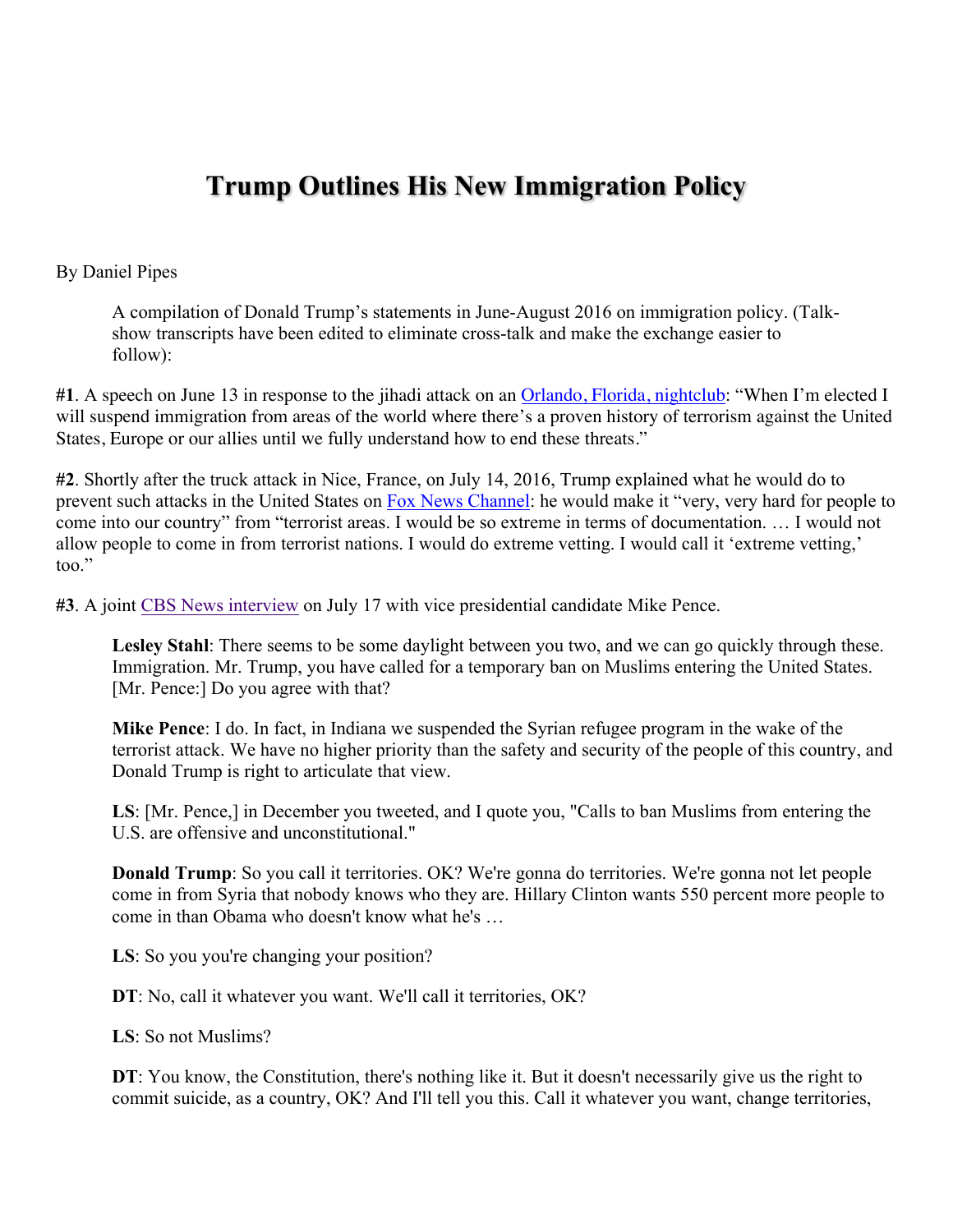# Trump Outlines His New Immigration Policy

By Daniel Pipes

> A compilation of Donald Trump's statements in June-August 2016 on immigration policy. (Talk-show transcripts have been edited to eliminate cross-talk and make the exchange easier to follow):

**#1**. A speech on June 13 in response to the jihadi attack on an Orlando, Florida, nightclub: "When I'm elected I will suspend immigration from areas of the world where there's a proven history of terrorism against the United States, Europe or our allies until we fully understand how to end these threats."

**#2**. Shortly after the truck attack in Nice, France, on July 14, 2016, Trump explained what he would do to prevent such attacks in the United States on Fox News Channel: he would make it "very, very hard for people to come into our country" from "terrorist areas. I would be so extreme in terms of documentation. … I would not allow people to come in from terrorist nations. I would do extreme vetting. I would call it 'extreme vetting,' too."

**#3**. A joint CBS News interview on July 17 with vice presidential candidate Mike Pence.

> **Lesley Stahl**: There seems to be some daylight between you two, and we can go quickly through these. Immigration. Mr. Trump, you have called for a temporary ban on Muslims entering the United States. [Mr. Pence:] Do you agree with that?
>
> **Mike Pence**: I do. In fact, in Indiana we suspended the Syrian refugee program in the wake of the terrorist attack. We have no higher priority than the safety and security of the people of this country, and Donald Trump is right to articulate that view.
>
> **LS**: [Mr. Pence,] in December you tweeted, and I quote you, "Calls to ban Muslims from entering the U.S. are offensive and unconstitutional."
>
> **Donald Trump**: So you call it territories. OK? We're gonna do territories. We're gonna not let people come in from Syria that nobody knows who they are. Hillary Clinton wants 550 percent more people to come in than Obama who doesn't know what he's …
>
> **LS**: So you you're changing your position?
>
> **DT**: No, call it whatever you want. We'll call it territories, OK?
>
> **LS**: So not Muslims?
>
> **DT**: You know, the Constitution, there's nothing like it. But it doesn't necessarily give us the right to commit suicide, as a country, OK? And I'll tell you this. Call it whatever you want, change territories,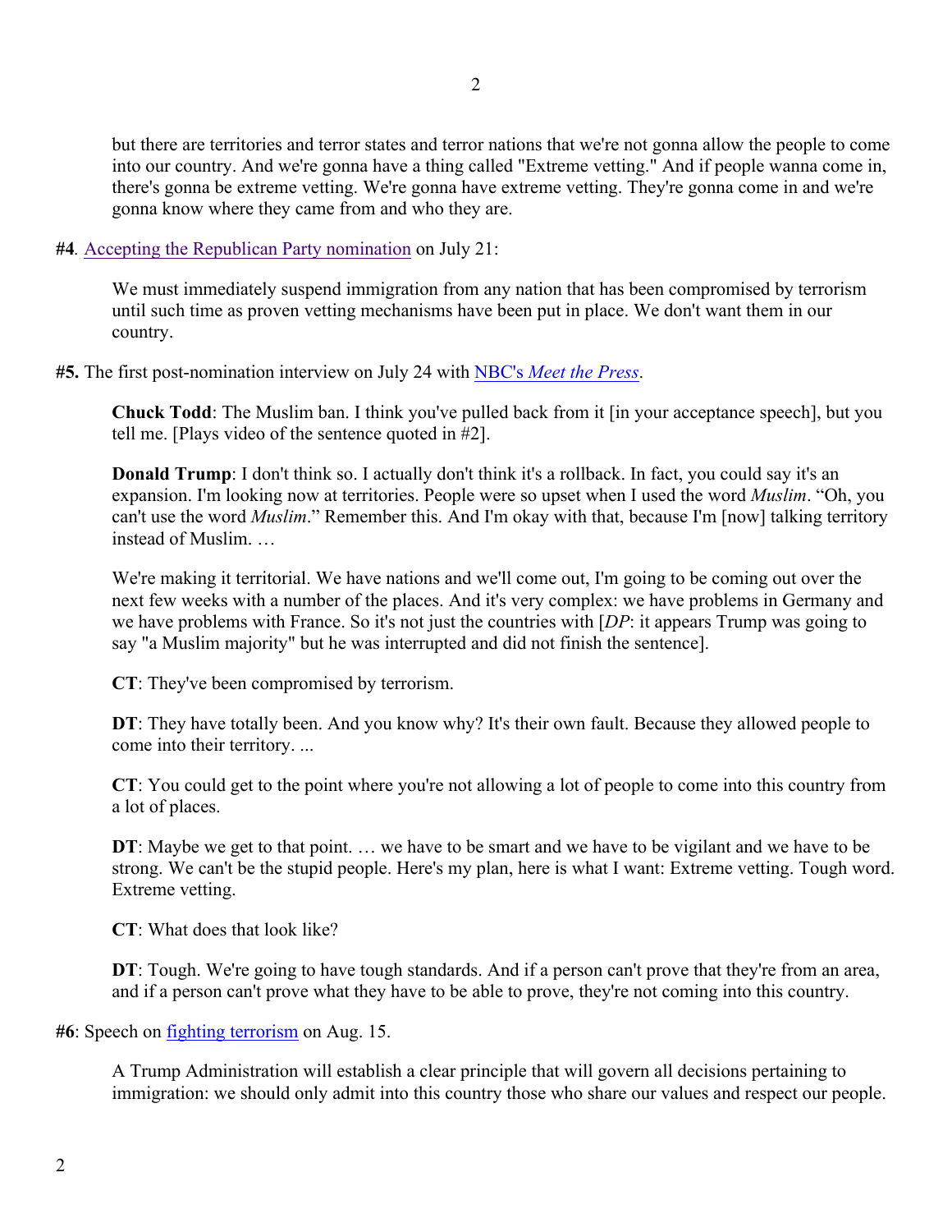but there are territories and terror states and terror nations that we're not gonna allow the people to come into our country. And we're gonna have a thing called "Extreme vetting." And if people wanna come in, there's gonna be extreme vetting. We're gonna have extreme vetting. They're gonna come in and we're gonna know where they came from and who they are.

**#4**. Accepting the Republican Party nomination on July 21:

> We must immediately suspend immigration from any nation that has been compromised by terrorism until such time as proven vetting mechanisms have been put in place. We don't want them in our country.

**#5.** The first post-nomination interview on July 24 with NBC's *Meet the Press*.

> **Chuck Todd**: The Muslim ban. I think you've pulled back from it [in your acceptance speech], but you tell me. [Plays video of the sentence quoted in #2].
>
> **Donald Trump**: I don't think so. I actually don't think it's a rollback. In fact, you could say it's an expansion. I'm looking now at territories. People were so upset when I used the word *Muslim*. "Oh, you can't use the word *Muslim*." Remember this. And I'm okay with that, because I'm [now] talking territory instead of Muslim. …
>
> We're making it territorial. We have nations and we'll come out, I'm going to be coming out over the next few weeks with a number of the places. And it's very complex: we have problems in Germany and we have problems with France. So it's not just the countries with [*DP*: it appears Trump was going to say "a Muslim majority" but he was interrupted and did not finish the sentence].
>
> **CT**: They've been compromised by terrorism.
>
> **DT**: They have totally been. And you know why? It's their own fault. Because they allowed people to come into their territory. ...
>
> **CT**: You could get to the point where you're not allowing a lot of people to come into this country from a lot of places.
>
> **DT**: Maybe we get to that point. … we have to be smart and we have to be vigilant and we have to be strong. We can't be the stupid people. Here's my plan, here is what I want: Extreme vetting. Tough word. Extreme vetting.
>
> **CT**: What does that look like?
>
> **DT**: Tough. We're going to have tough standards. And if a person can't prove that they're from an area, and if a person can't prove what they have to be able to prove, they're not coming into this country.

**#6**: Speech on fighting terrorism on Aug. 15.

> A Trump Administration will establish a clear principle that will govern all decisions pertaining to immigration: we should only admit into this country those who share our values and respect our people.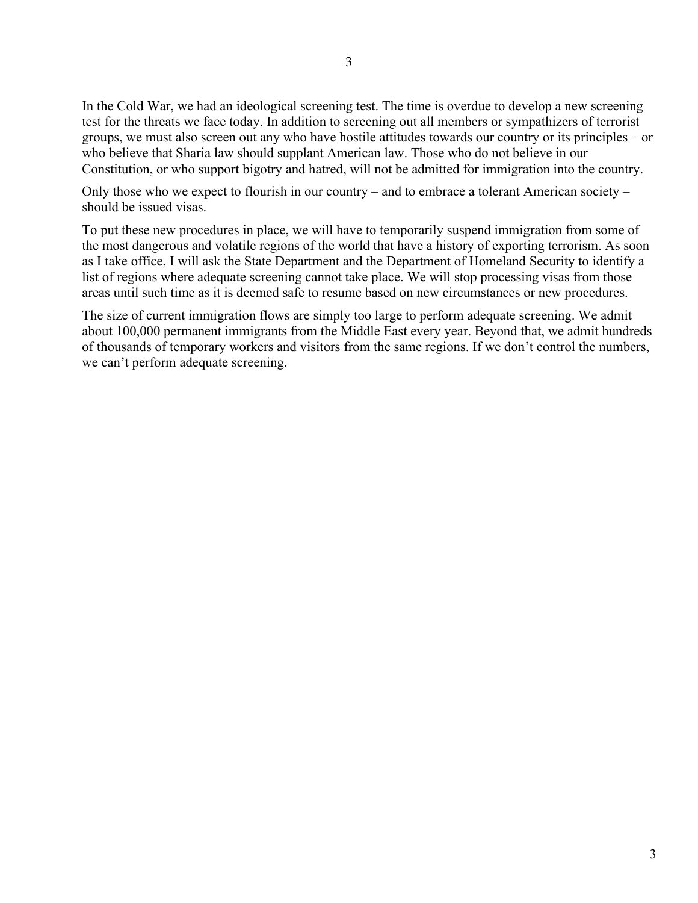In the Cold War, we had an ideological screening test. The time is overdue to develop a new screening test for the threats we face today. In addition to screening out all members or sympathizers of terrorist groups, we must also screen out any who have hostile attitudes towards our country or its principles – or who believe that Sharia law should supplant American law. Those who do not believe in our Constitution, or who support bigotry and hatred, will not be admitted for immigration into the country.

Only those who we expect to flourish in our country – and to embrace a tolerant American society – should be issued visas.

To put these new procedures in place, we will have to temporarily suspend immigration from some of the most dangerous and volatile regions of the world that have a history of exporting terrorism. As soon as I take office, I will ask the State Department and the Department of Homeland Security to identify a list of regions where adequate screening cannot take place. We will stop processing visas from those areas until such time as it is deemed safe to resume based on new circumstances or new procedures.

The size of current immigration flows are simply too large to perform adequate screening. We admit about 100,000 permanent immigrants from the Middle East every year. Beyond that, we admit hundreds of thousands of temporary workers and visitors from the same regions. If we don't control the numbers, we can't perform adequate screening.